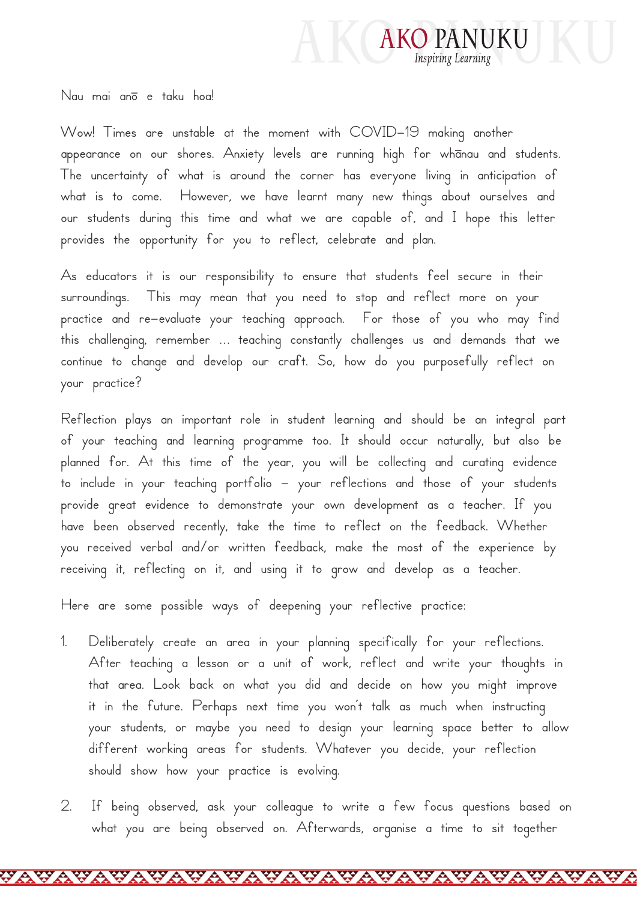Nau mai anō e taku hoa!

Wow! Times are unstable at the moment with COVID-19 making another appearance on our shores. Anxiety levels are running high for whānau and students. The uncertainty of what is around the corner has everyone living in anticipation of what is to come. However, we have learnt many new things about ourselves and our students during this time and what we are capable of, and I hope this letter provides the opportunity for you to reflect, celebrate and plan.

As educators it is our responsibility to ensure that students feel secure in their surroundings. This may mean that you need to stop and reflect more on your practice and re-evaluate your teaching approach. For those of you who may find this challenging, remember ... teaching constantly challenges us and demands that we continue to change and develop our craft. So, how do you purposefully reflect on your practice?

Reflection plays an important role in student learning and should be an integral part of your teaching and learning programme too. It should occur naturally, but also be planned for. At this time of the year, you will be collecting and curating evidence to include in your teaching portfolio – your reflections and those of your students provide great evidence to demonstrate your own development as a teacher. If you have been observed recently, take the time to reflect on the feedback. Whether you received verbal and/or written feedback, make the most of the experience by receiving it, reflecting on it, and using it to grow and develop as a teacher.

Here are some possible ways of deepening your reflective practice:

1. Deliberately create an area in your planning specifically for your reflections. After teaching a lesson or a unit of work, reflect and write your thoughts in that area. Look back on what you did and decide on how you might improve it in the future. Perhaps next time you won't talk as much when instructing your students, or maybe you need to design your learning space better to allow different working areas for students. Whatever you decide, your reflection should show how your practice is evolving.

2. If being observed, ask your colleague to write a few focus questions based on what you are being observed on. Afterwards, organise a time to sit together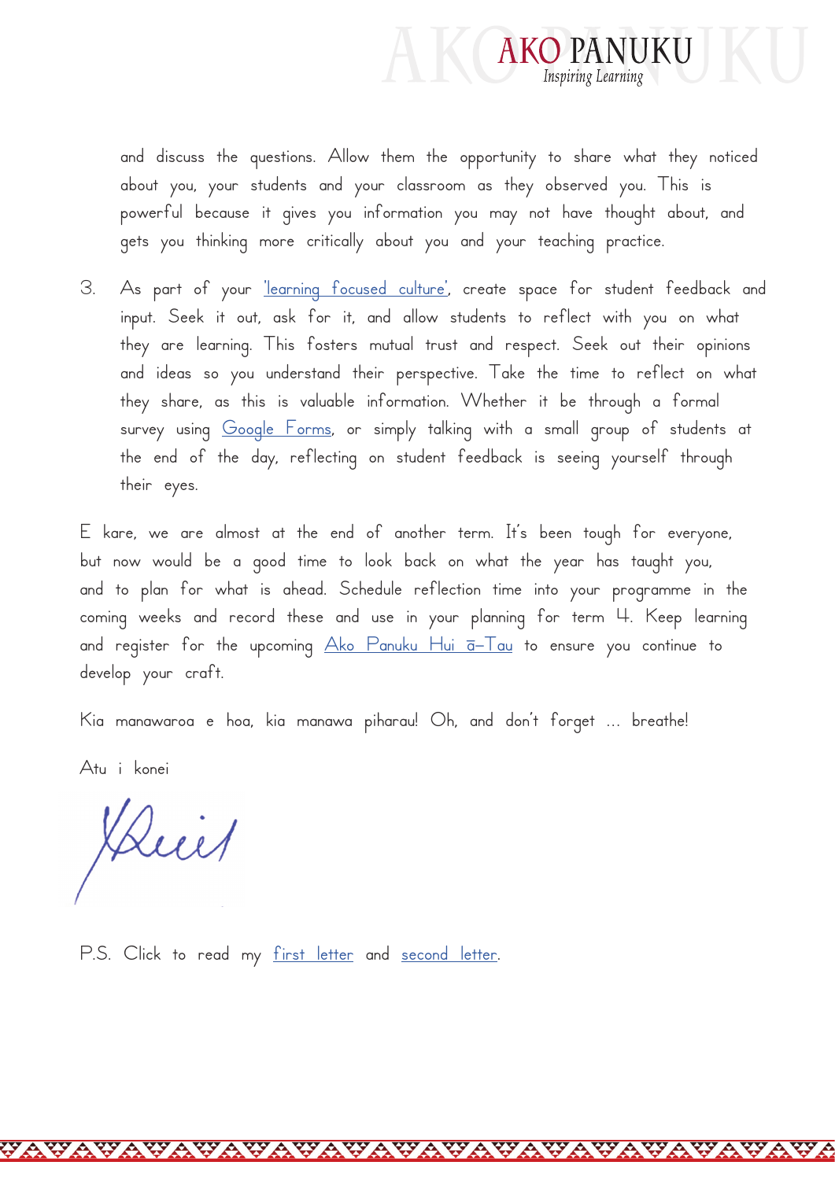and discuss the questions. Allow them the opportunity to share what they noticed about you, your students and your classroom as they observed you. This is powerful because it gives you information you may not have thought about, and gets you thinking more critically about you and your teaching practice.

3. As part of your 'learning focused culture', create space for student feedback and input. Seek it out, ask for it, and allow students to reflect with you on what they are learning. This fosters mutual trust and respect. Seek out their opinions and ideas so you understand their perspective. Take the time to reflect on what they share, as this is valuable information. Whether it be through a formal survey using Google Forms, or simply talking with a small group of students at the end of the day, reflecting on student feedback is seeing yourself through their eyes.

E kare, we are almost at the end of another term. It's been tough for everyone, but now would be a good time to look back on what the year has taught you, and to plan for what is ahead. Schedule reflection time into your programme in the coming weeks and record these and use in your planning for term 4. Keep learning and register for the upcoming Ako Panuku Hui ā-Tau to ensure you continue to develop your craft.

Kia manawaroa e hoa, kia manawa piharau! Oh, and don't forget ... breathe!

Atu i konei

P.S. Click to read my first letter and second letter.